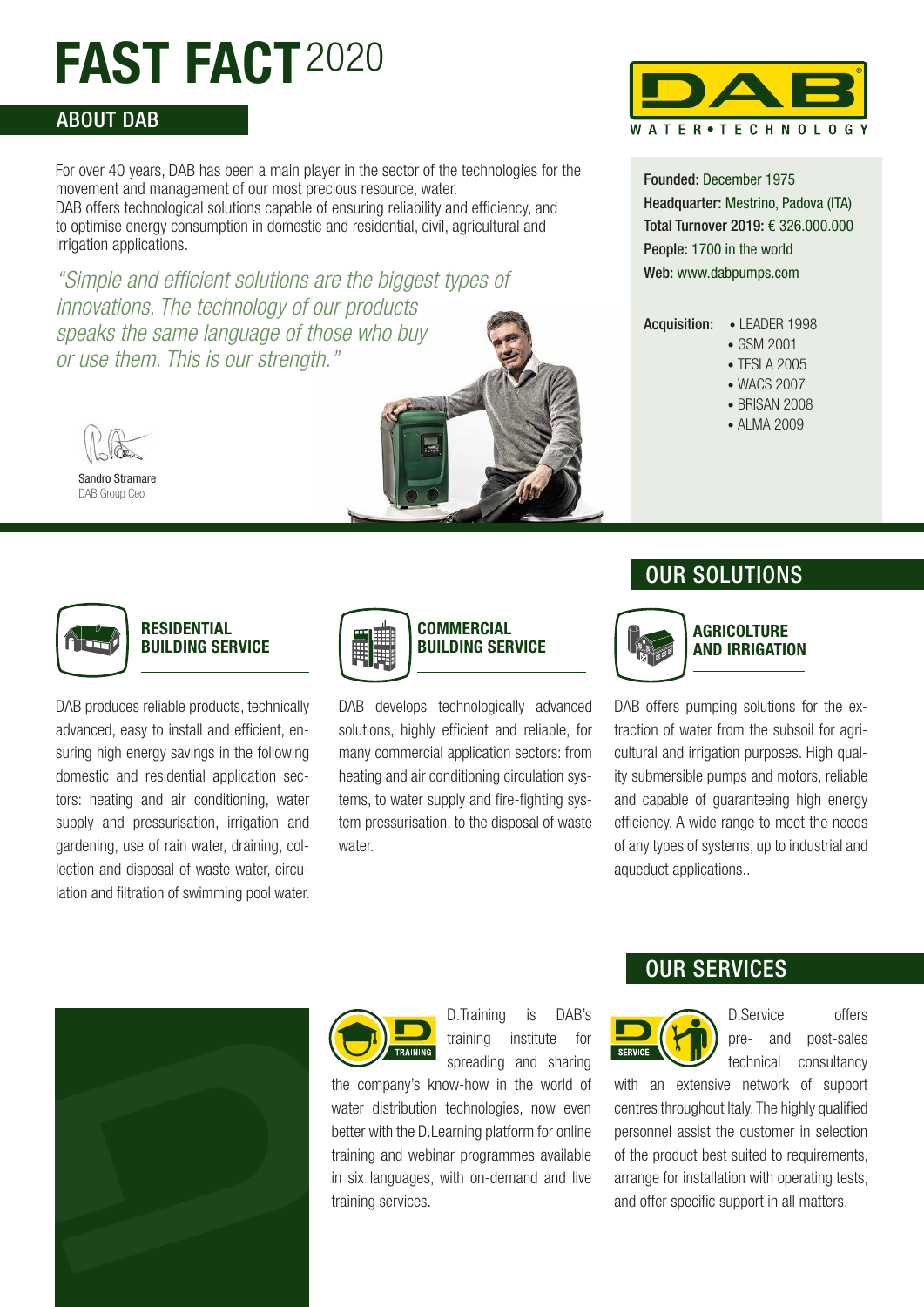# FAST FACT 2020

## ABOUT DAB

For over 40 years, DAB has been a main player in the sector of the technologies for the movement and management of our most precious resource, water.
DAB offers technological solutions capable of ensuring reliability and efficiency, and to optimise energy consumption in domestic and residential, civil, agricultural and irrigation applications.

*"Simple and efficient solutions are the biggest types of innovations. The technology of our products speaks the same language of those who buy or use them. This is our strength."*

Sandro Stramare
DAB Group Ceo

DAB WATER•TECHNOLOGY

**Founded:** December 1975
**Headquarter:** Mestrino, Padova (ITA)
**Total Turnover 2019:** € 326.000.000
**People:** 1700 in the world
**Web:** www.dabpumps.com

**Acquisition:**
- LEADER 1998
- GSM 2001
- TESLA 2005
- WACS 2007
- BRISAN 2008
- ALMA 2009

## OUR SOLUTIONS

### RESIDENTIAL BUILDING SERVICE

DAB produces reliable products, technically advanced, easy to install and efficient, ensuring high energy savings in the following domestic and residential application sectors: heating and air conditioning, water supply and pressurisation, irrigation and gardening, use of rain water, draining, collection and disposal of waste water, circulation and filtration of swimming pool water.

### COMMERCIAL BUILDING SERVICE

DAB develops technologically advanced solutions, highly efficient and reliable, for many commercial application sectors: from heating and air conditioning circulation systems, to water supply and fire-fighting system pressurisation, to the disposal of waste water.

### AGRICOLTURE AND IRRIGATION

DAB offers pumping solutions for the extraction of water from the subsoil for agricultural and irrigation purposes. High quality submersible pumps and motors, reliable and capable of guaranteeing high energy efficiency. A wide range to meet the needs of any types of systems, up to industrial and aqueduct applications..

## OUR SERVICES

D.Training is DAB's training institute for spreading and sharing the company's know-how in the world of water distribution technologies, now even better with the D.Learning platform for online training and webinar programmes available in six languages, with on-demand and live training services.

D.Service offers pre- and post-sales technical consultancy with an extensive network of support centres throughout Italy. The highly qualified personnel assist the customer in selection of the product best suited to requirements, arrange for installation with operating tests, and offer specific support in all matters.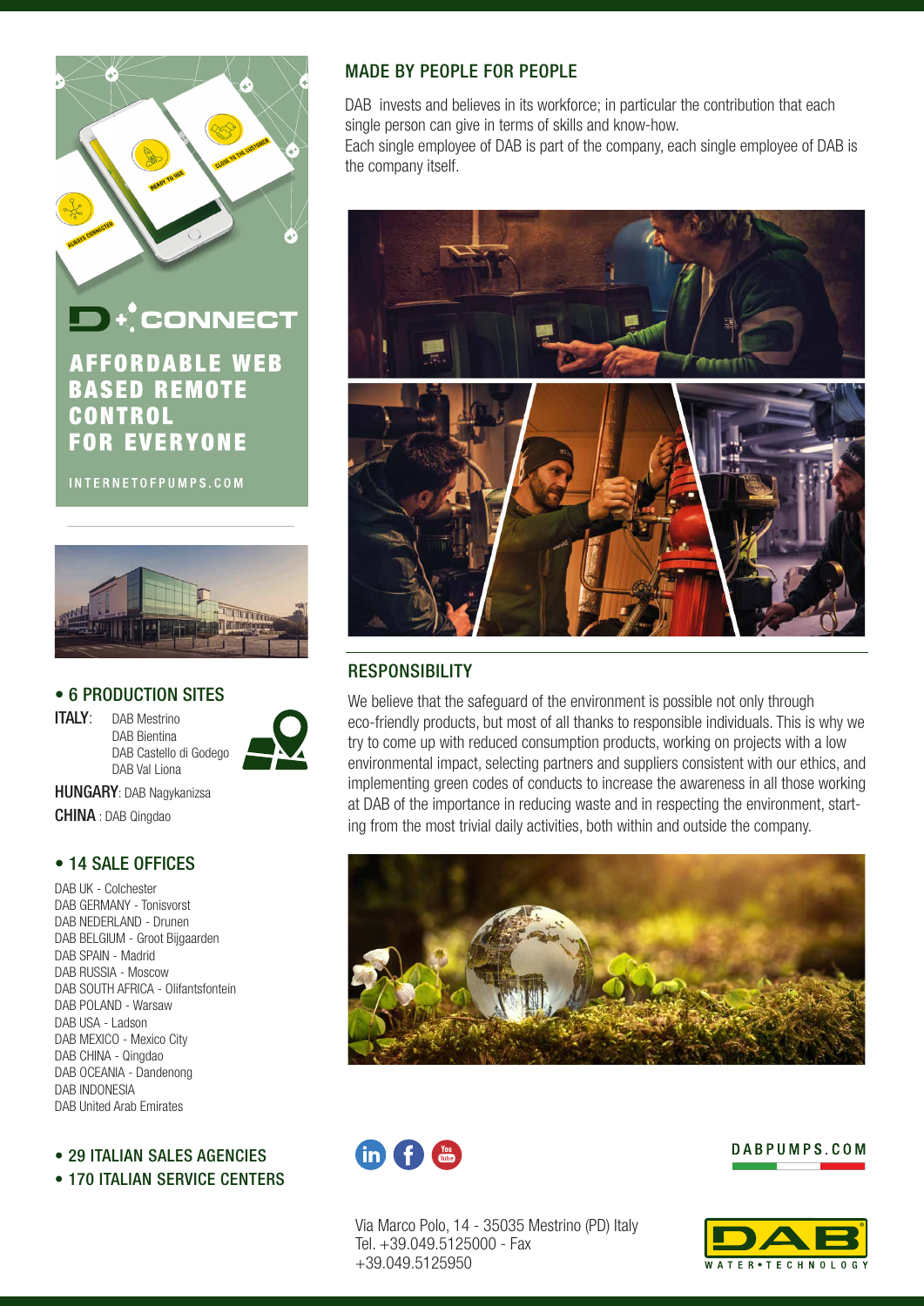D+ CONNECT

## AFFORDABLE WEB BASED REMOTE CONTROL FOR EVERYONE

INTERNETOFPUMPS.COM

## • 6 PRODUCTION SITES

**ITALY**: DAB Mestrino
DAB Bientina
DAB Castello di Godego
DAB Val Liona

**HUNGARY**: DAB Nagykanizsa

**CHINA** : DAB Qingdao

## • 14 SALE OFFICES

DAB UK - Colchester
DAB GERMANY - Tonisvorst
DAB NEDERLAND - Drunen
DAB BELGIUM - Groot Bijgaarden
DAB SPAIN - Madrid
DAB RUSSIA - Moscow
DAB SOUTH AFRICA - Olifantsfontein
DAB POLAND - Warsaw
DAB USA - Ladson
DAB MEXICO - Mexico City
DAB CHINA - Qingdao
DAB OCEANIA - Dandenong
DAB INDONESIA
DAB United Arab Emirates

## • 29 ITALIAN SALES AGENCIES

## • 170 ITALIAN SERVICE CENTERS

## MADE BY PEOPLE FOR PEOPLE

DAB invests and believes in its workforce; in particular the contribution that each single person can give in terms of skills and know-how.
Each single employee of DAB is part of the company, each single employee of DAB is the company itself.

## RESPONSIBILITY

We believe that the safeguard of the environment is possible not only through eco-friendly products, but most of all thanks to responsible individuals. This is why we try to come up with reduced consumption products, working on projects with a low environmental impact, selecting partners and suppliers consistent with our ethics, and implementing green codes of conducts to increase the awareness in all those working at DAB of the importance in reducing waste and in respecting the environment, starting from the most trivial daily activities, both within and outside the company.

DABPUMPS.COM

Via Marco Polo, 14 - 35035 Mestrino (PD) Italy
Tel. +39.049.5125000 - Fax +39.049.5125950

DAB WATER•TECHNOLOGY